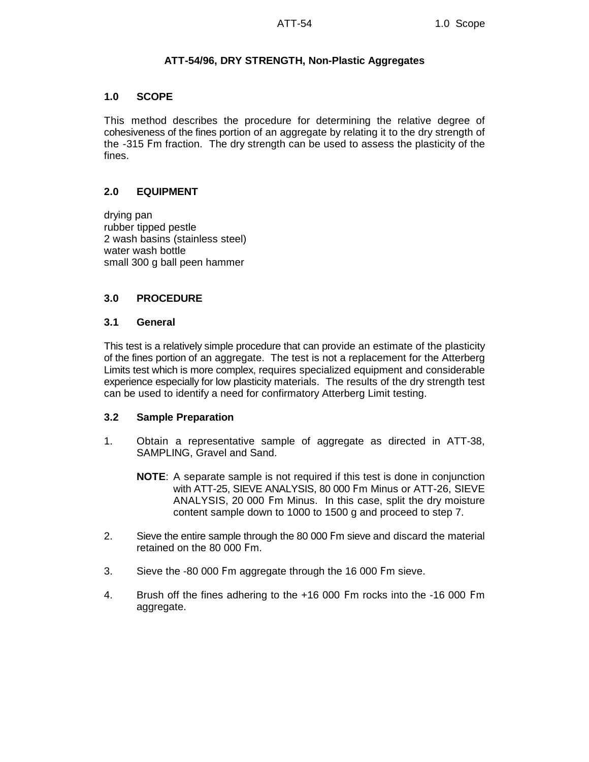# ATT-54/96, DRY STRENGTH, Non-Plastic Aggregates

## 1.0 SCOPE

This method describes the procedure for determining the relative degree of cohesiveness of the fines portion of an aggregate by relating it to the dry strength of the -315 Fm fraction. The dry strength can be used to assess the plasticity of the fines.

## 2.0 EQUIPMENT

drying pan
rubber tipped pestle
2 wash basins (stainless steel)
water wash bottle
small 300 g ball peen hammer

## 3.0 PROCEDURE

### 3.1 General

This test is a relatively simple procedure that can provide an estimate of the plasticity of the fines portion of an aggregate. The test is not a replacement for the Atterberg Limits test which is more complex, requires specialized equipment and considerable experience especially for low plasticity materials. The results of the dry strength test can be used to identify a need for confirmatory Atterberg Limit testing.

### 3.2 Sample Preparation

1. Obtain a representative sample of aggregate as directed in ATT-38, SAMPLING, Gravel and Sand.

   **NOTE**: A separate sample is not required if this test is done in conjunction with ATT-25, SIEVE ANALYSIS, 80 000 Fm Minus or ATT-26, SIEVE ANALYSIS, 20 000 Fm Minus. In this case, split the dry moisture content sample down to 1000 to 1500 g and proceed to step 7.

2. Sieve the entire sample through the 80 000 Fm sieve and discard the material retained on the 80 000 Fm.

3. Sieve the -80 000 Fm aggregate through the 16 000 Fm sieve.

4. Brush off the fines adhering to the +16 000 Fm rocks into the -16 000 Fm aggregate.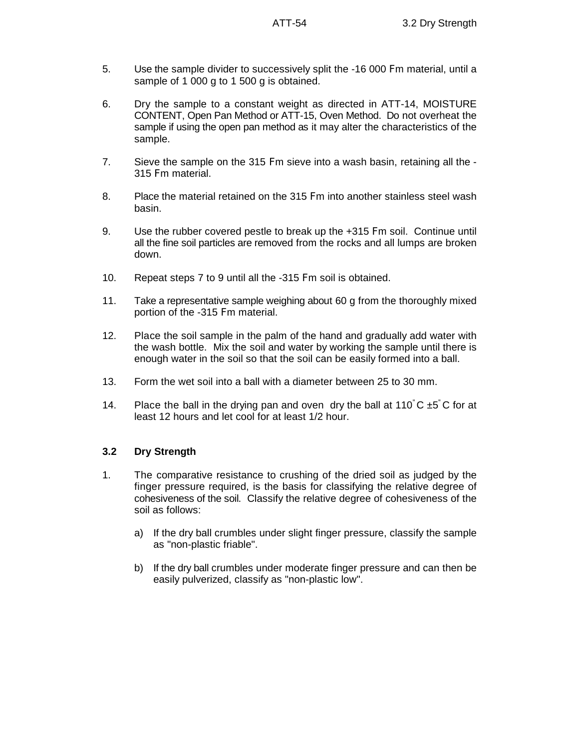5. Use the sample divider to successively split the -16 000 Fm material, until a sample of 1 000 g to 1 500 g is obtained.

6. Dry the sample to a constant weight as directed in ATT-14, MOISTURE CONTENT, Open Pan Method or ATT-15, Oven Method. Do not overheat the sample if using the open pan method as it may alter the characteristics of the sample.

7. Sieve the sample on the 315 Fm sieve into a wash basin, retaining all the -315 Fm material.

8. Place the material retained on the 315 Fm into another stainless steel wash basin.

9. Use the rubber covered pestle to break up the +315 Fm soil. Continue until all the fine soil particles are removed from the rocks and all lumps are broken down.

10. Repeat steps 7 to 9 until all the -315 Fm soil is obtained.

11. Take a representative sample weighing about 60 g from the thoroughly mixed portion of the -315 Fm material.

12. Place the soil sample in the palm of the hand and gradually add water with the wash bottle. Mix the soil and water by working the sample until there is enough water in the soil so that the soil can be easily formed into a ball.

13. Form the wet soil into a ball with a diameter between 25 to 30 mm.

14. Place the ball in the drying pan and oven dry the ball at 110° C ±5° C for at least 12 hours and let cool for at least 1/2 hour.

### 3.2 Dry Strength

1. The comparative resistance to crushing of the dried soil as judged by the finger pressure required, is the basis for classifying the relative degree of cohesiveness of the soil. Classify the relative degree of cohesiveness of the soil as follows:

   a) If the dry ball crumbles under slight finger pressure, classify the sample as "non-plastic friable".

   b) If the dry ball crumbles under moderate finger pressure and can then be easily pulverized, classify as "non-plastic low".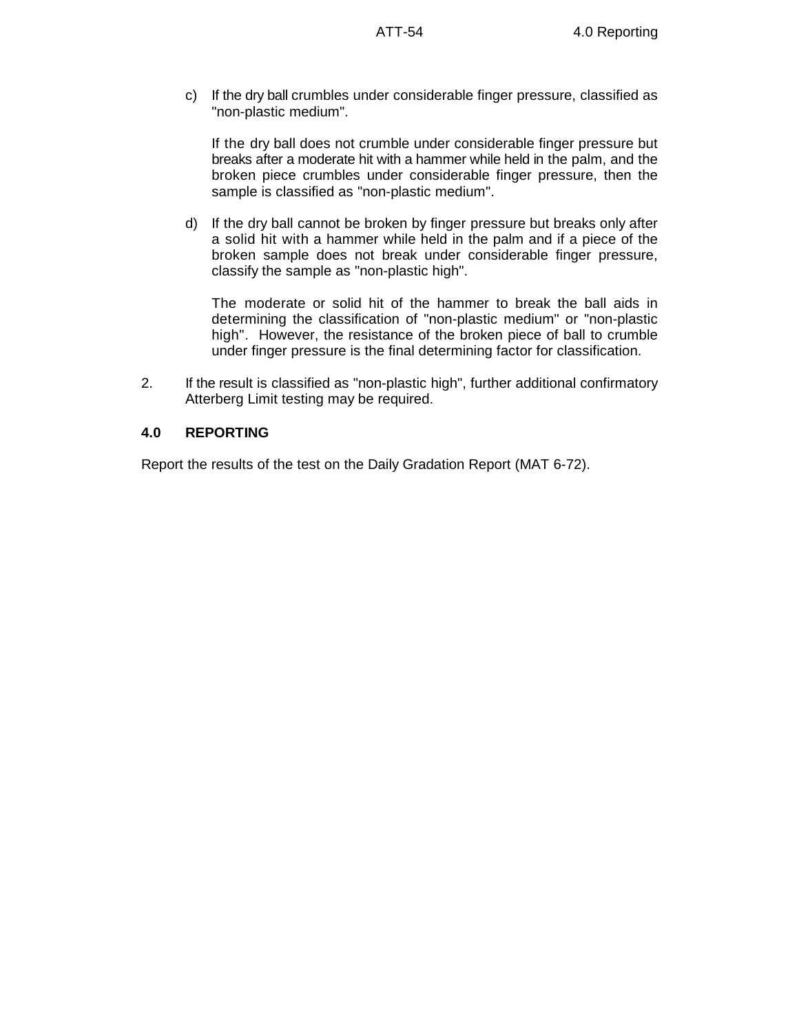c) If the dry ball crumbles under considerable finger pressure, classified as "non-plastic medium".

   If the dry ball does not crumble under considerable finger pressure but breaks after a moderate hit with a hammer while held in the palm, and the broken piece crumbles under considerable finger pressure, then the sample is classified as "non-plastic medium".

d) If the dry ball cannot be broken by finger pressure but breaks only after a solid hit with a hammer while held in the palm and if a piece of the broken sample does not break under considerable finger pressure, classify the sample as "non-plastic high".

   The moderate or solid hit of the hammer to break the ball aids in determining the classification of "non-plastic medium" or "non-plastic high". However, the resistance of the broken piece of ball to crumble under finger pressure is the final determining factor for classification.

2. If the result is classified as "non-plastic high", further additional confirmatory Atterberg Limit testing may be required.

## 4.0 REPORTING

Report the results of the test on the Daily Gradation Report (MAT 6-72).